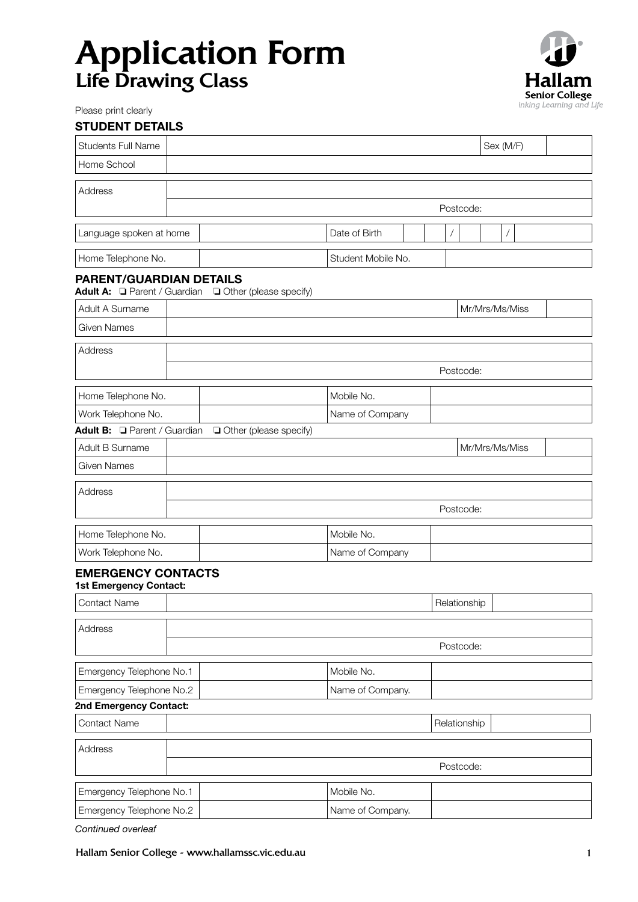# Application Form
## Life Drawing Class

Hallam Senior College
Linking Learning and Life

Please print clearly

### STUDENT DETAILS

| Students Full Name | | Sex (M/F) | |
|---|---|---|---|
| Home School | | | |

| Address | |
|---|---|
| | Postcode: |

| Language spoken at home | | Date of Birth | / / |
|---|---|---|---|

| Home Telephone No. | | Student Mobile No. | |
|---|---|---|---|

### PARENT/GUARDIAN DETAILS

**Adult A:** ❏ Parent / Guardian ❏ Other (please specify)

| Adult A Surname | | Mr/Mrs/Ms/Miss | |
|---|---|---|---|
| Given Names | | | |

| Address | |
|---|---|
| | Postcode: |

| Home Telephone No. | | Mobile No. | |
|---|---|---|---|
| Work Telephone No. | | Name of Company | |

**Adult B:** ❏ Parent / Guardian ❏ Other (please specify)

| Adult B Surname | | Mr/Mrs/Ms/Miss | |
|---|---|---|---|
| Given Names | | | |

| Address | |
|---|---|
| | Postcode: |

| Home Telephone No. | | Mobile No. | |
|---|---|---|---|
| Work Telephone No. | | Name of Company | |

### EMERGENCY CONTACTS

**1st Emergency Contact:**

| Contact Name | | Relationship | |
|---|---|---|---|

| Address | |
|---|---|
| | Postcode: |

| Emergency Telephone No.1 | | Mobile No. | |
|---|---|---|---|
| Emergency Telephone No.2 | | Name of Company. | |

**2nd Emergency Contact:**

| Contact Name | | Relationship | |
|---|---|---|---|

| Address | |
|---|---|
| | Postcode: |

| Emergency Telephone No.1 | | Mobile No. | |
|---|---|---|---|
| Emergency Telephone No.2 | | Name of Company. | |

*Continued overleaf*

Hallam Senior College - www.hallamssc.vic.edu.au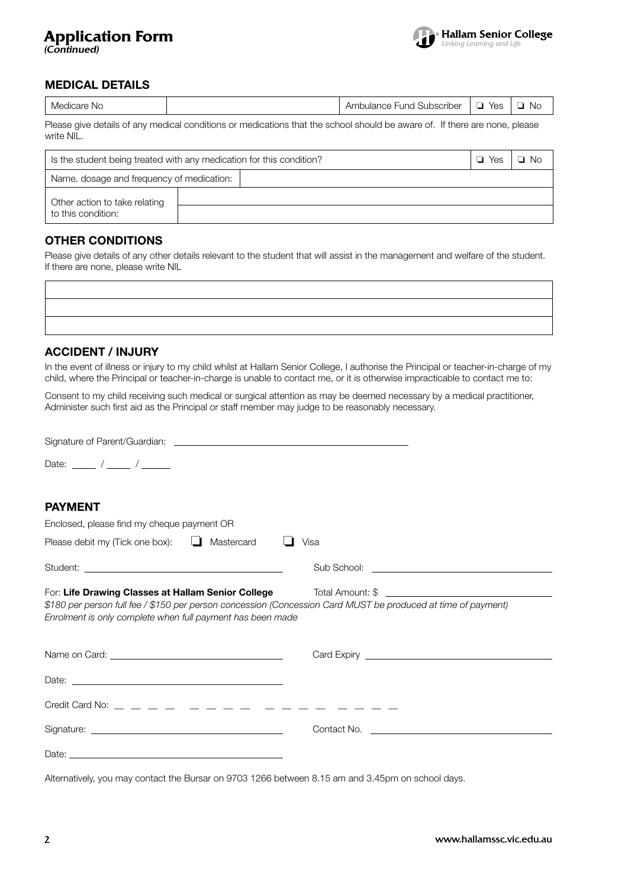# Application Form
*(Continued)*

Hallam Senior College
*Linking Learning and Life*

## MEDICAL DETAILS

| Medicare No | | Ambulance Fund Subscriber | ❏ Yes | ❏ No |
|---|---|---|---|---|

Please give details of any medical conditions or medications that the school should be aware of. If there are none, please write NIL.

| Is the student being treated with any medication for this condition? | ❏ Yes | ❏ No |
|---|---|---|
| Name, dosage and frequency of medication: | | |
| Other action to take relating to this condition: | | |

## OTHER CONDITIONS

Please give details of any other details relevant to the student that will assist in the management and welfare of the student. If there are none, please write NIL

| |
|---|
| |
| |
| |

## ACCIDENT / INJURY

In the event of illness or injury to my child whilst at Hallam Senior College, I authorise the Principal or teacher-in-charge of my child, where the Principal or teacher-in-charge is unable to contact me, or it is otherwise impracticable to contact me to:

Consent to my child receiving such medical or surgical attention as may be deemed necessary by a medical practitioner, Administer such first aid as the Principal or staff member may judge to be reasonably necessary.

Signature of Parent/Guardian: ______________________

Date: _____ / _____ / _____

## PAYMENT

Enclosed, please find my cheque payment OR

Please debit my (Tick one box): ❏ Mastercard ❏ Visa

Student: ______________________ Sub School: ______________________

For: **Life Drawing Classes at Hallam Senior College** Total Amount: $ ______________________

*$180 per person full fee / $150 per person concession (Concession Card MUST be produced at time of payment)*
*Enrolment is only complete when full payment has been made*

Name on Card: ______________________ Card Expiry ______________________

Date: ______________________

Credit Card No: _ _ _ _ &nbsp; _ _ _ _ &nbsp; _ _ _ _ &nbsp; _ _ _ _

Signature: ______________________ Contact No. ______________________

Date: ______________________

Alternatively, you may contact the Bursar on 9703 1266 between 8.15 am and 3.45pm on school days.

www.hallamssc.vic.edu.au